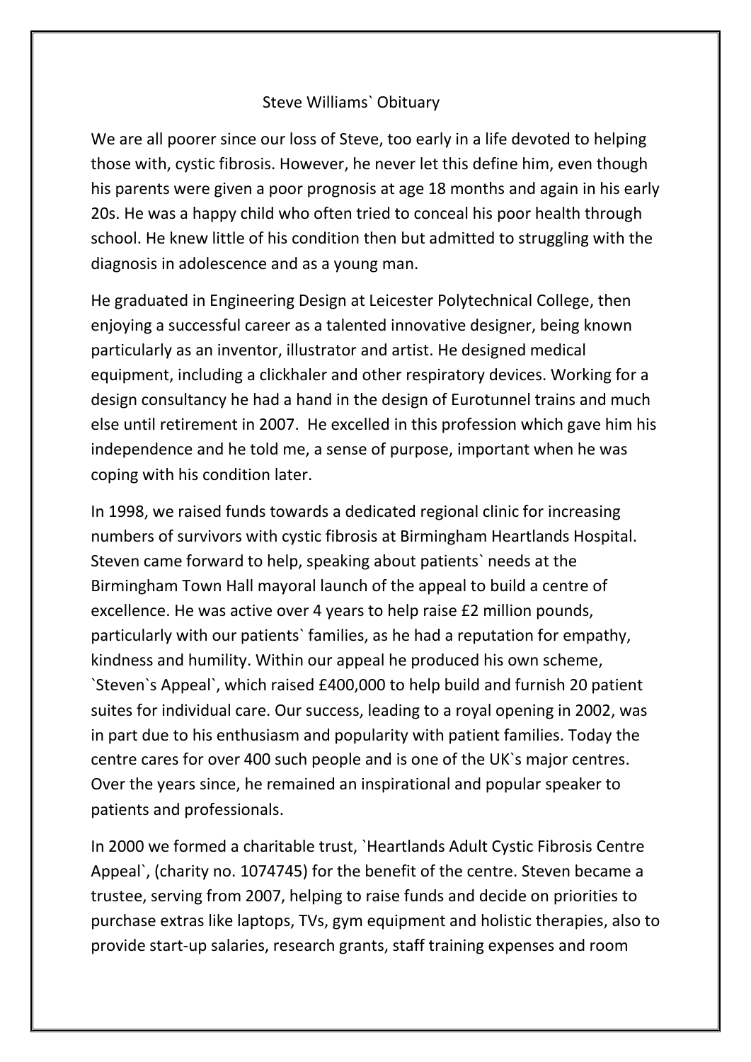# Steve Williams` Obituary

We are all poorer since our loss of Steve, too early in a life devoted to helping those with, cystic fibrosis. However, he never let this define him, even though his parents were given a poor prognosis at age 18 months and again in his early 20s. He was a happy child who often tried to conceal his poor health through school. He knew little of his condition then but admitted to struggling with the diagnosis in adolescence and as a young man.

He graduated in Engineering Design at Leicester Polytechnical College, then enjoying a successful career as a talented innovative designer, being known particularly as an inventor, illustrator and artist. He designed medical equipment, including a clickhaler and other respiratory devices. Working for a design consultancy he had a hand in the design of Eurotunnel trains and much else until retirement in 2007. He excelled in this profession which gave him his independence and he told me, a sense of purpose, important when he was coping with his condition later.

In 1998, we raised funds towards a dedicated regional clinic for increasing numbers of survivors with cystic fibrosis at Birmingham Heartlands Hospital. Steven came forward to help, speaking about patients` needs at the Birmingham Town Hall mayoral launch of the appeal to build a centre of excellence. He was active over 4 years to help raise £2 million pounds, particularly with our patients` families, as he had a reputation for empathy, kindness and humility. Within our appeal he produced his own scheme, `Steven`s Appeal`, which raised £400,000 to help build and furnish 20 patient suites for individual care. Our success, leading to a royal opening in 2002, was in part due to his enthusiasm and popularity with patient families. Today the centre cares for over 400 such people and is one of the UK`s major centres. Over the years since, he remained an inspirational and popular speaker to patients and professionals.

In 2000 we formed a charitable trust, `Heartlands Adult Cystic Fibrosis Centre Appeal`, (charity no. 1074745) for the benefit of the centre. Steven became a trustee, serving from 2007, helping to raise funds and decide on priorities to purchase extras like laptops, TVs, gym equipment and holistic therapies, also to provide start-up salaries, research grants, staff training expenses and room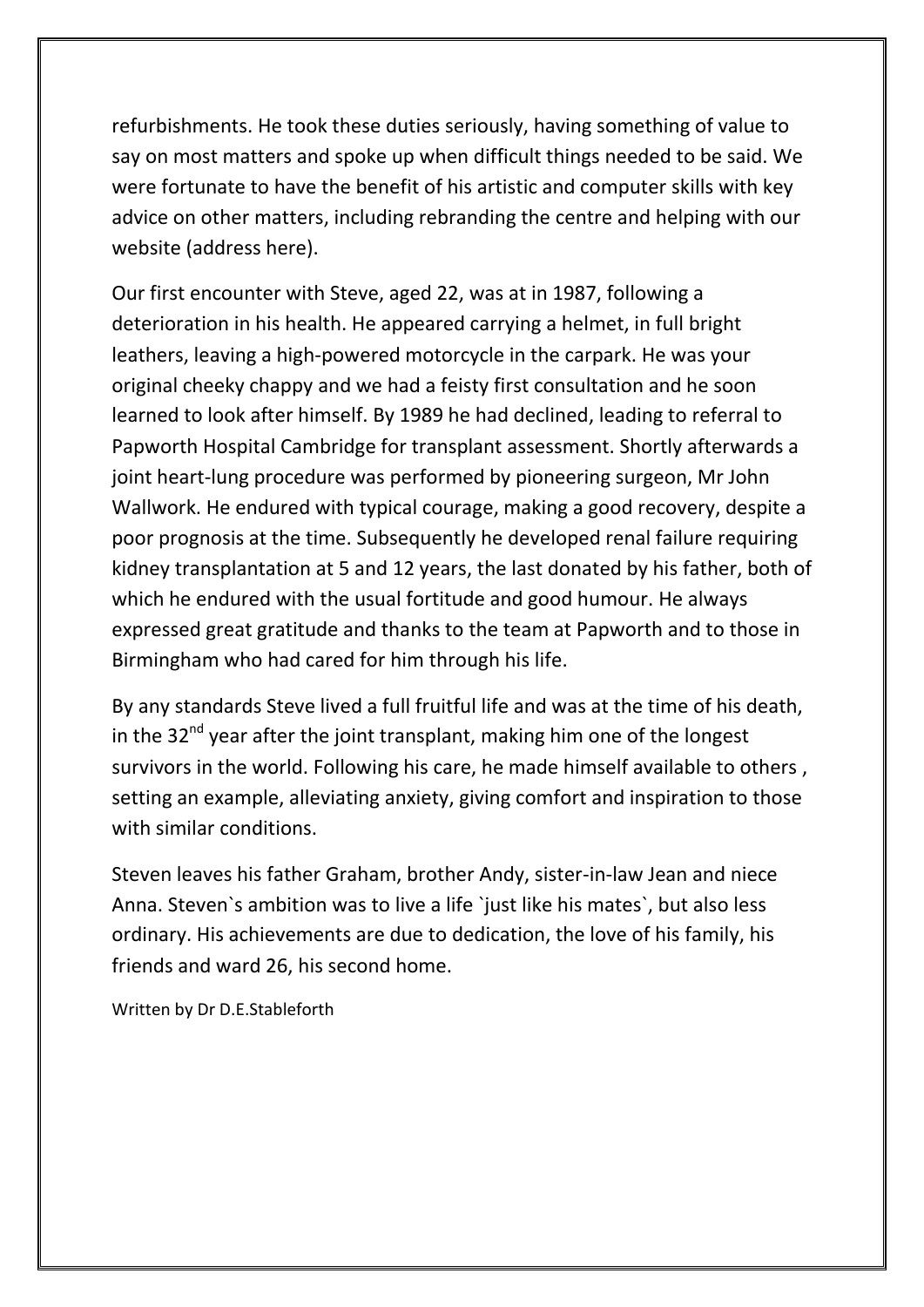refurbishments. He took these duties seriously, having something of value to say on most matters and spoke up when difficult things needed to be said. We were fortunate to have the benefit of his artistic and computer skills with key advice on other matters, including rebranding the centre and helping with our website (address here).

Our first encounter with Steve, aged 22, was at in 1987, following a deterioration in his health. He appeared carrying a helmet, in full bright leathers, leaving a high-powered motorcycle in the carpark. He was your original cheeky chappy and we had a feisty first consultation and he soon learned to look after himself. By 1989 he had declined, leading to referral to Papworth Hospital Cambridge for transplant assessment. Shortly afterwards a joint heart-lung procedure was performed by pioneering surgeon, Mr John Wallwork. He endured with typical courage, making a good recovery, despite a poor prognosis at the time. Subsequently he developed renal failure requiring kidney transplantation at 5 and 12 years, the last donated by his father, both of which he endured with the usual fortitude and good humour. He always expressed great gratitude and thanks to the team at Papworth and to those in Birmingham who had cared for him through his life.

By any standards Steve lived a full fruitful life and was at the time of his death, in the 32nd year after the joint transplant, making him one of the longest survivors in the world. Following his care, he made himself available to others , setting an example, alleviating anxiety, giving comfort and inspiration to those with similar conditions.

Steven leaves his father Graham, brother Andy, sister-in-law Jean and niece Anna. Steven`s ambition was to live a life `just like his mates`, but also less ordinary. His achievements are due to dedication, the love of his family, his friends and ward 26, his second home.

Written by Dr D.E.Stableforth